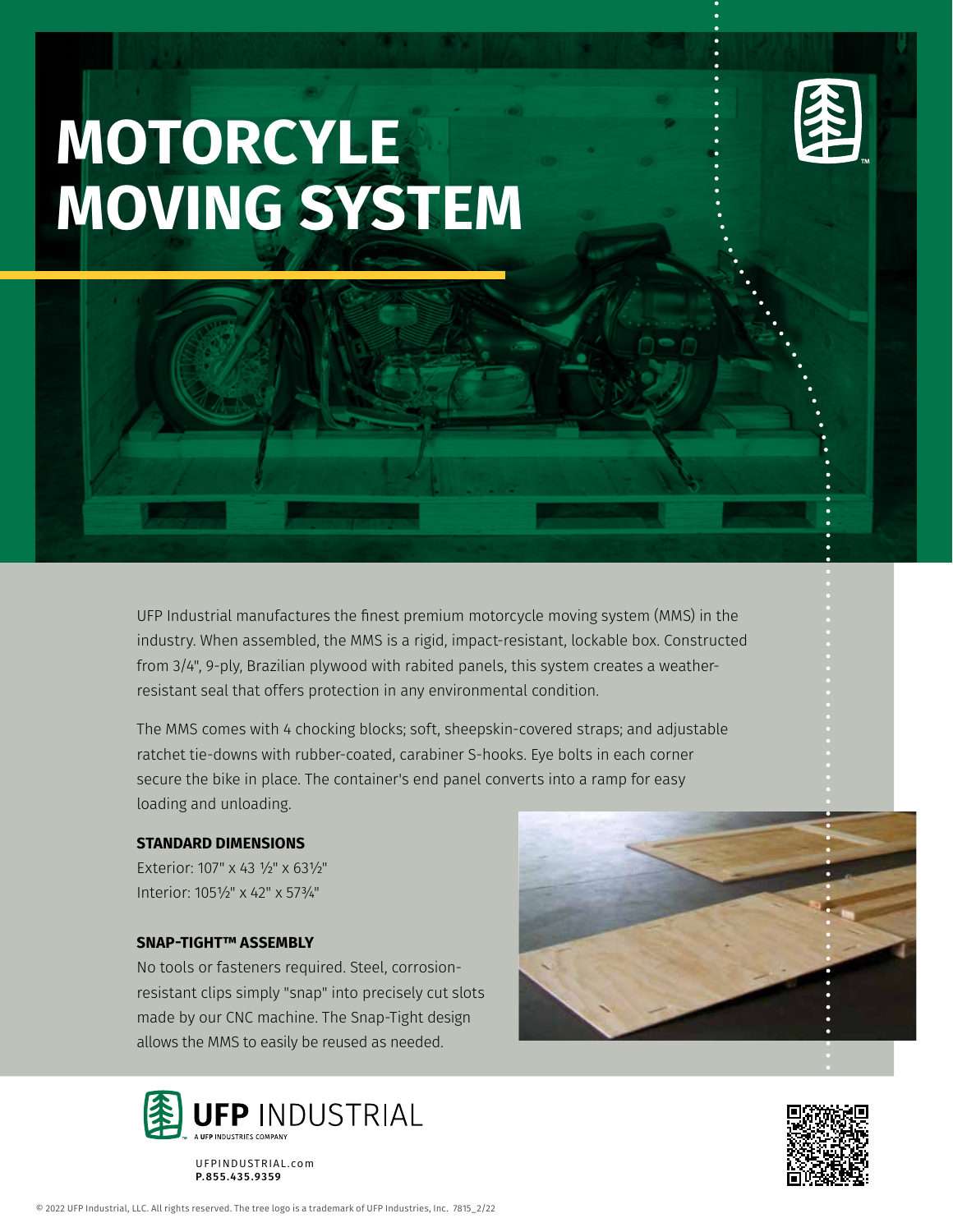# MOTORCYLE MOVING SYSTEM

UFP Industrial manufactures the finest premium motorcycle moving system (MMS) in the industry. When assembled, the MMS is a rigid, impact-resistant, lockable box. Constructed from 3/4", 9-ply, Brazilian plywood with rabited panels, this system creates a weather-resistant seal that offers protection in any environmental condition.

The MMS comes with 4 chocking blocks; soft, sheepskin-covered straps; and adjustable ratchet tie-downs with rubber-coated, carabiner S-hooks. Eye bolts in each corner secure the bike in place. The container's end panel converts into a ramp for easy loading and unloading.

### STANDARD DIMENSIONS

Exterior: 107" x 43 ½" x 63½"
Interior: 105½" x 42" x 57¾"

### SNAP-TIGHT™ ASSEMBLY

No tools or fasteners required. Steel, corrosion-resistant clips simply "snap" into precisely cut slots made by our CNC machine. The Snap-Tight design allows the MMS to easily be reused as needed.

**UFP** INDUSTRIAL
A UFP INDUSTRIES COMPANY

UFPINDUSTRIAL.com
P.855.435.9359

© 2022 UFP Industrial, LLC. All rights reserved. The tree logo is a trademark of UFP Industries, Inc. 7815_2/22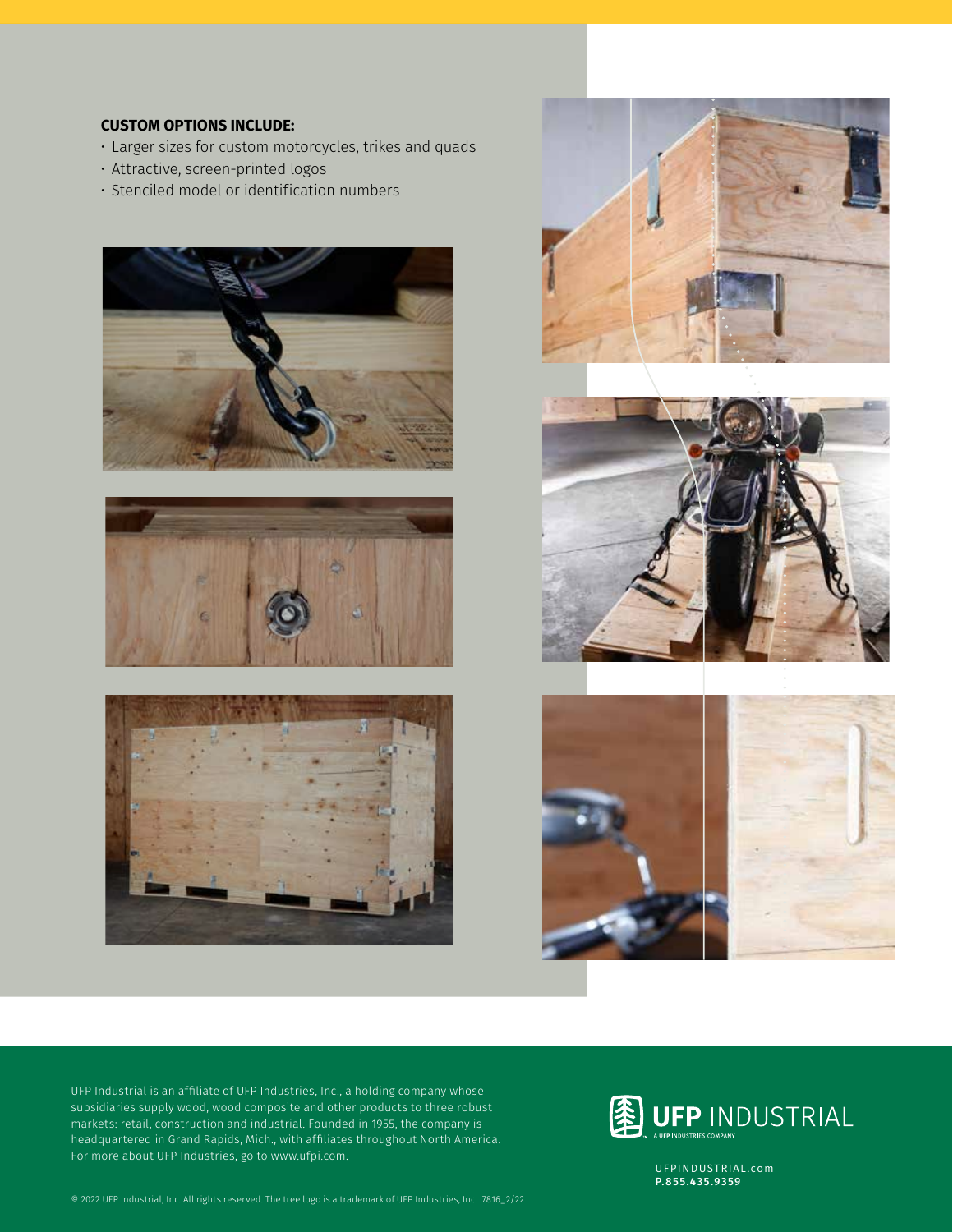**CUSTOM OPTIONS INCLUDE:**

- Larger sizes for custom motorcycles, trikes and quads
- Attractive, screen-printed logos
- Stenciled model or identification numbers

UFP Industrial is an affiliate of UFP Industries, Inc., a holding company whose subsidiaries supply wood, wood composite and other products to three robust markets: retail, construction and industrial. Founded in 1955, the company is headquartered in Grand Rapids, Mich., with affiliates throughout North America. For more about UFP Industries, go to www.ufpi.com.

UFP INDUSTRIAL
A UFP INDUSTRIES COMPANY

UFPINDUSTRIAL.com
**P.855.435.9359**

© 2022 UFP Industrial, Inc. All rights reserved. The tree logo is a trademark of UFP Industries, Inc. 7816_2/22